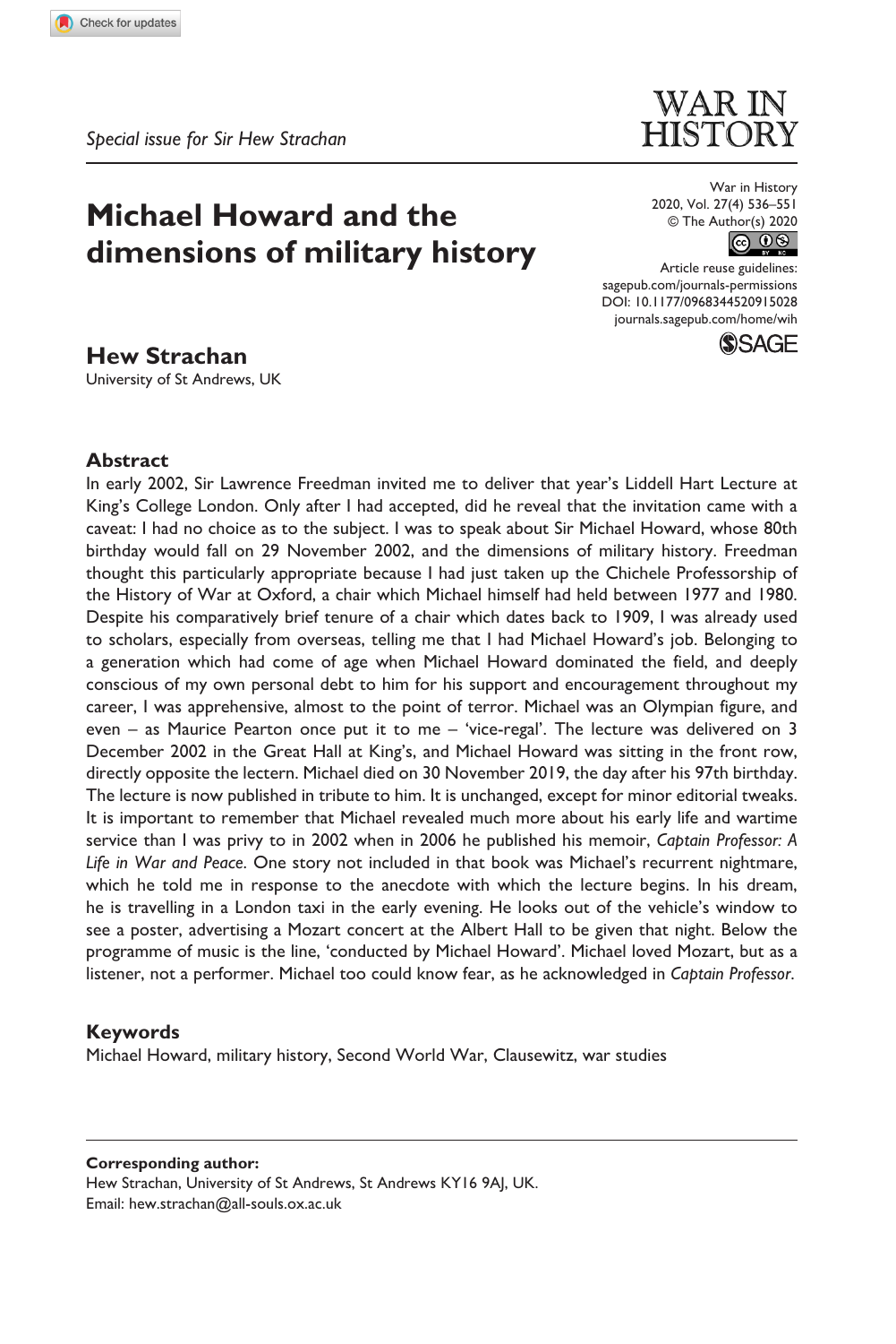*Special issue for Sir Hew Strachan*

# Michael Howard and the dimensions of military history

War in History
2020, Vol. 27(4) 536–551
© The Author(s) 2020
Article reuse guidelines:
sagepub.com/journals-permissions
DOI: 10.1177/0968344520915028
journals.sagepub.com/home/wih

**Hew Strachan**
University of St Andrews, UK

## Abstract

In early 2002, Sir Lawrence Freedman invited me to deliver that year's Liddell Hart Lecture at King's College London. Only after I had accepted, did he reveal that the invitation came with a caveat: I had no choice as to the subject. I was to speak about Sir Michael Howard, whose 80th birthday would fall on 29 November 2002, and the dimensions of military history. Freedman thought this particularly appropriate because I had just taken up the Chichele Professorship of the History of War at Oxford, a chair which Michael himself had held between 1977 and 1980. Despite his comparatively brief tenure of a chair which dates back to 1909, I was already used to scholars, especially from overseas, telling me that I had Michael Howard's job. Belonging to a generation which had come of age when Michael Howard dominated the field, and deeply conscious of my own personal debt to him for his support and encouragement throughout my career, I was apprehensive, almost to the point of terror. Michael was an Olympian figure, and even – as Maurice Pearton once put it to me – 'vice-regal'. The lecture was delivered on 3 December 2002 in the Great Hall at King's, and Michael Howard was sitting in the front row, directly opposite the lectern. Michael died on 30 November 2019, the day after his 97th birthday. The lecture is now published in tribute to him. It is unchanged, except for minor editorial tweaks. It is important to remember that Michael revealed much more about his early life and wartime service than I was privy to in 2002 when in 2006 he published his memoir, *Captain Professor: A Life in War and Peace*. One story not included in that book was Michael's recurrent nightmare, which he told me in response to the anecdote with which the lecture begins. In his dream, he is travelling in a London taxi in the early evening. He looks out of the vehicle's window to see a poster, advertising a Mozart concert at the Albert Hall to be given that night. Below the programme of music is the line, 'conducted by Michael Howard'. Michael loved Mozart, but as a listener, not a performer. Michael too could know fear, as he acknowledged in *Captain Professor*.

## Keywords

Michael Howard, military history, Second World War, Clausewitz, war studies

**Corresponding author:**
Hew Strachan, University of St Andrews, St Andrews KY16 9AJ, UK.
Email: hew.strachan@all-souls.ox.ac.uk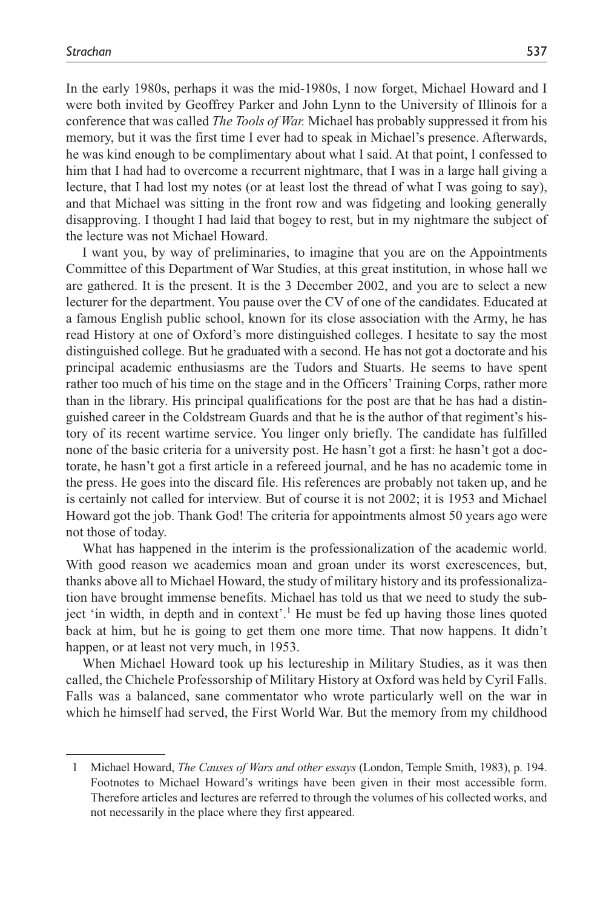In the early 1980s, perhaps it was the mid-1980s, I now forget, Michael Howard and I were both invited by Geoffrey Parker and John Lynn to the University of Illinois for a conference that was called *The Tools of War.* Michael has probably suppressed it from his memory, but it was the first time I ever had to speak in Michael's presence. Afterwards, he was kind enough to be complimentary about what I said. At that point, I confessed to him that I had had to overcome a recurrent nightmare, that I was in a large hall giving a lecture, that I had lost my notes (or at least lost the thread of what I was going to say), and that Michael was sitting in the front row and was fidgeting and looking generally disapproving. I thought I had laid that bogey to rest, but in my nightmare the subject of the lecture was not Michael Howard.

I want you, by way of preliminaries, to imagine that you are on the Appointments Committee of this Department of War Studies, at this great institution, in whose hall we are gathered. It is the present. It is the 3 December 2002, and you are to select a new lecturer for the department. You pause over the CV of one of the candidates. Educated at a famous English public school, known for its close association with the Army, he has read History at one of Oxford's more distinguished colleges. I hesitate to say the most distinguished college. But he graduated with a second. He has not got a doctorate and his principal academic enthusiasms are the Tudors and Stuarts. He seems to have spent rather too much of his time on the stage and in the Officers' Training Corps, rather more than in the library. His principal qualifications for the post are that he has had a distinguished career in the Coldstream Guards and that he is the author of that regiment's history of its recent wartime service. You linger only briefly. The candidate has fulfilled none of the basic criteria for a university post. He hasn't got a first: he hasn't got a doctorate, he hasn't got a first article in a refereed journal, and he has no academic tome in the press. He goes into the discard file. His references are probably not taken up, and he is certainly not called for interview. But of course it is not 2002; it is 1953 and Michael Howard got the job. Thank God! The criteria for appointments almost 50 years ago were not those of today.

What has happened in the interim is the professionalization of the academic world. With good reason we academics moan and groan under its worst excrescences, but, thanks above all to Michael Howard, the study of military history and its professionalization have brought immense benefits. Michael has told us that we need to study the subject 'in width, in depth and in context'.[1] He must be fed up having those lines quoted back at him, but he is going to get them one more time. That now happens. It didn't happen, or at least not very much, in 1953.

When Michael Howard took up his lectureship in Military Studies, as it was then called, the Chichele Professorship of Military History at Oxford was held by Cyril Falls. Falls was a balanced, sane commentator who wrote particularly well on the war in which he himself had served, the First World War. But the memory from my childhood

1 Michael Howard, *The Causes of Wars and other essays* (London, Temple Smith, 1983), p. 194. Footnotes to Michael Howard's writings have been given in their most accessible form. Therefore articles and lectures are referred to through the volumes of his collected works, and not necessarily in the place where they first appeared.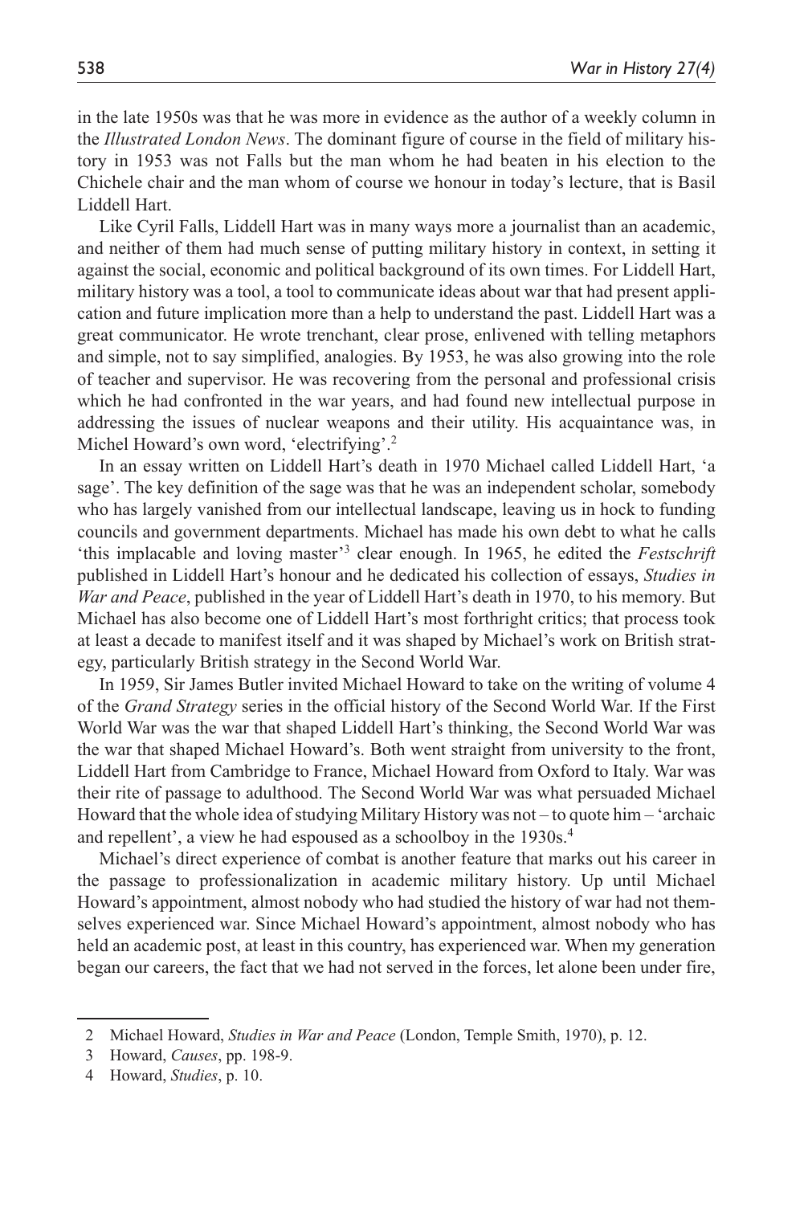in the late 1950s was that he was more in evidence as the author of a weekly column in the *Illustrated London News*. The dominant figure of course in the field of military history in 1953 was not Falls but the man whom he had beaten in his election to the Chichele chair and the man whom of course we honour in today's lecture, that is Basil Liddell Hart.

Like Cyril Falls, Liddell Hart was in many ways more a journalist than an academic, and neither of them had much sense of putting military history in context, in setting it against the social, economic and political background of its own times. For Liddell Hart, military history was a tool, a tool to communicate ideas about war that had present application and future implication more than a help to understand the past. Liddell Hart was a great communicator. He wrote trenchant, clear prose, enlivened with telling metaphors and simple, not to say simplified, analogies. By 1953, he was also growing into the role of teacher and supervisor. He was recovering from the personal and professional crisis which he had confronted in the war years, and had found new intellectual purpose in addressing the issues of nuclear weapons and their utility. His acquaintance was, in Michel Howard's own word, 'electrifying'.[2]

In an essay written on Liddell Hart's death in 1970 Michael called Liddell Hart, 'a sage'. The key definition of the sage was that he was an independent scholar, somebody who has largely vanished from our intellectual landscape, leaving us in hock to funding councils and government departments. Michael has made his own debt to what he calls 'this implacable and loving master'[3] clear enough. In 1965, he edited the *Festschrift* published in Liddell Hart's honour and he dedicated his collection of essays, *Studies in War and Peace*, published in the year of Liddell Hart's death in 1970, to his memory. But Michael has also become one of Liddell Hart's most forthright critics; that process took at least a decade to manifest itself and it was shaped by Michael's work on British strategy, particularly British strategy in the Second World War.

In 1959, Sir James Butler invited Michael Howard to take on the writing of volume 4 of the *Grand Strategy* series in the official history of the Second World War. If the First World War was the war that shaped Liddell Hart's thinking, the Second World War was the war that shaped Michael Howard's. Both went straight from university to the front, Liddell Hart from Cambridge to France, Michael Howard from Oxford to Italy. War was their rite of passage to adulthood. The Second World War was what persuaded Michael Howard that the whole idea of studying Military History was not – to quote him – 'archaic and repellent', a view he had espoused as a schoolboy in the 1930s.[4]

Michael's direct experience of combat is another feature that marks out his career in the passage to professionalization in academic military history. Up until Michael Howard's appointment, almost nobody who had studied the history of war had not themselves experienced war. Since Michael Howard's appointment, almost nobody who has held an academic post, at least in this country, has experienced war. When my generation began our careers, the fact that we had not served in the forces, let alone been under fire,

---

2 Michael Howard, *Studies in War and Peace* (London, Temple Smith, 1970), p. 12.

3 Howard, *Causes*, pp. 198-9.

4 Howard, *Studies*, p. 10.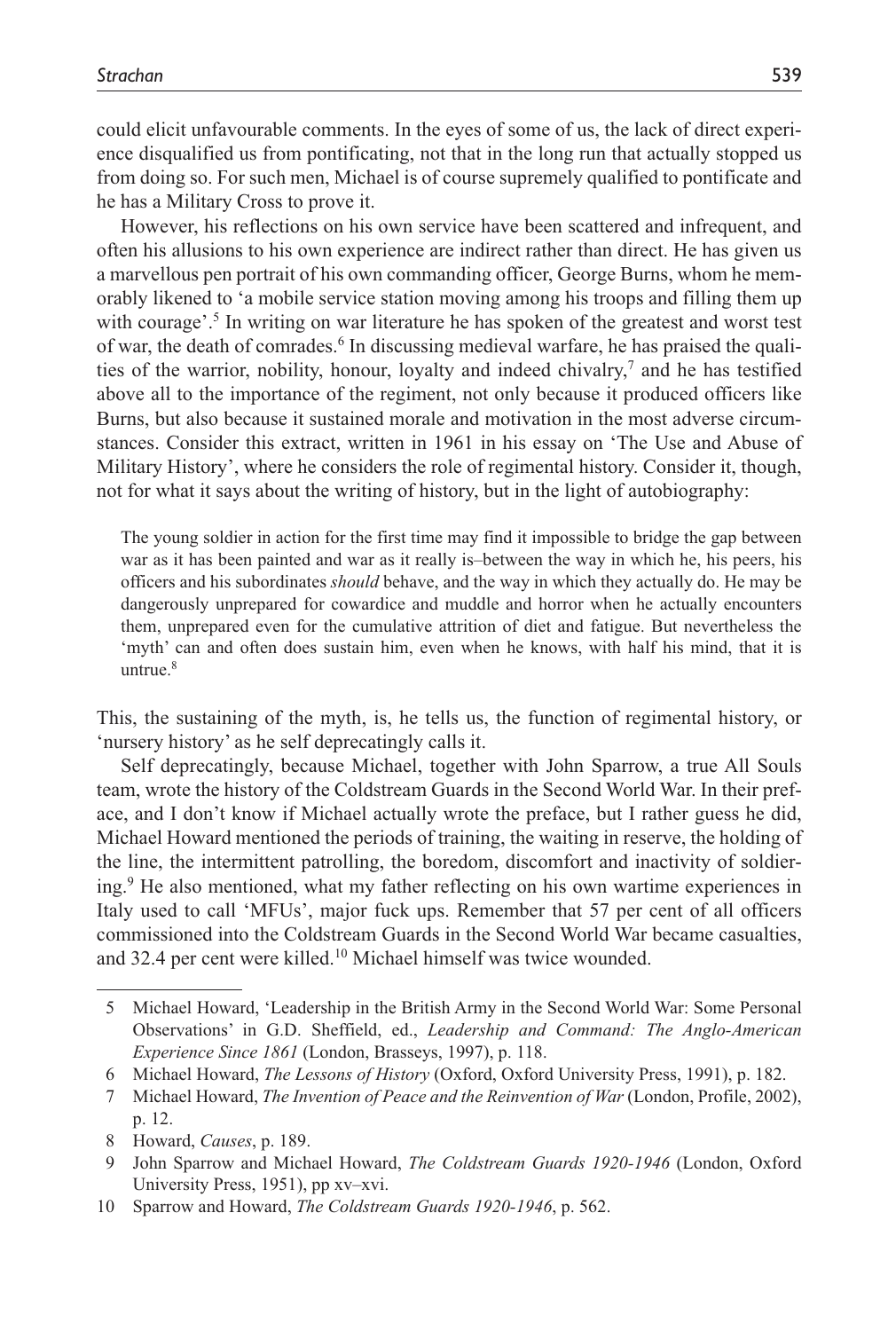could elicit unfavourable comments. In the eyes of some of us, the lack of direct experience disqualified us from pontificating, not that in the long run that actually stopped us from doing so. For such men, Michael is of course supremely qualified to pontificate and he has a Military Cross to prove it.

However, his reflections on his own service have been scattered and infrequent, and often his allusions to his own experience are indirect rather than direct. He has given us a marvellous pen portrait of his own commanding officer, George Burns, whom he memorably likened to 'a mobile service station moving among his troops and filling them up with courage'.[5] In writing on war literature he has spoken of the greatest and worst test of war, the death of comrades.[6] In discussing medieval warfare, he has praised the qualities of the warrior, nobility, honour, loyalty and indeed chivalry,[7] and he has testified above all to the importance of the regiment, not only because it produced officers like Burns, but also because it sustained morale and motivation in the most adverse circumstances. Consider this extract, written in 1961 in his essay on 'The Use and Abuse of Military History', where he considers the role of regimental history. Consider it, though, not for what it says about the writing of history, but in the light of autobiography:

> The young soldier in action for the first time may find it impossible to bridge the gap between war as it has been painted and war as it really is–between the way in which he, his peers, his officers and his subordinates *should* behave, and the way in which they actually do. He may be dangerously unprepared for cowardice and muddle and horror when he actually encounters them, unprepared even for the cumulative attrition of diet and fatigue. But nevertheless the 'myth' can and often does sustain him, even when he knows, with half his mind, that it is untrue.[8]

This, the sustaining of the myth, is, he tells us, the function of regimental history, or 'nursery history' as he self deprecatingly calls it.

Self deprecatingly, because Michael, together with John Sparrow, a true All Souls team, wrote the history of the Coldstream Guards in the Second World War. In their preface, and I don't know if Michael actually wrote the preface, but I rather guess he did, Michael Howard mentioned the periods of training, the waiting in reserve, the holding of the line, the intermittent patrolling, the boredom, discomfort and inactivity of soldiering.[9] He also mentioned, what my father reflecting on his own wartime experiences in Italy used to call 'MFUs', major fuck ups. Remember that 57 per cent of all officers commissioned into the Coldstream Guards in the Second World War became casualties, and 32.4 per cent were killed.[10] Michael himself was twice wounded.

---

5 Michael Howard, 'Leadership in the British Army in the Second World War: Some Personal Observations' in G.D. Sheffield, ed., *Leadership and Command: The Anglo-American Experience Since 1861* (London, Brasseys, 1997), p. 118.

6 Michael Howard, *The Lessons of History* (Oxford, Oxford University Press, 1991), p. 182.

7 Michael Howard, *The Invention of Peace and the Reinvention of War* (London, Profile, 2002), p. 12.

8 Howard, *Causes*, p. 189.

9 John Sparrow and Michael Howard, *The Coldstream Guards 1920-1946* (London, Oxford University Press, 1951), pp xv–xvi.

10 Sparrow and Howard, *The Coldstream Guards 1920-1946*, p. 562.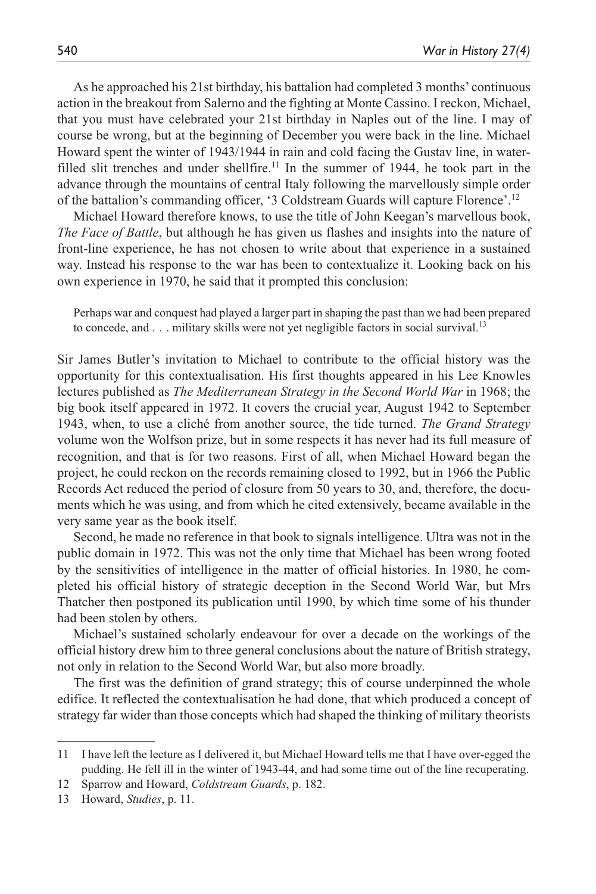As he approached his 21st birthday, his battalion had completed 3 months' continuous action in the breakout from Salerno and the fighting at Monte Cassino. I reckon, Michael, that you must have celebrated your 21st birthday in Naples out of the line. I may of course be wrong, but at the beginning of December you were back in the line. Michael Howard spent the winter of 1943/1944 in rain and cold facing the Gustav line, in water-filled slit trenches and under shellfire.[11] In the summer of 1944, he took part in the advance through the mountains of central Italy following the marvellously simple order of the battalion's commanding officer, '3 Coldstream Guards will capture Florence'.[12]

Michael Howard therefore knows, to use the title of John Keegan's marvellous book, *The Face of Battle*, but although he has given us flashes and insights into the nature of front-line experience, he has not chosen to write about that experience in a sustained way. Instead his response to the war has been to contextualize it. Looking back on his own experience in 1970, he said that it prompted this conclusion:

> Perhaps war and conquest had played a larger part in shaping the past than we had been prepared to concede, and . . . military skills were not yet negligible factors in social survival.[13]

Sir James Butler's invitation to Michael to contribute to the official history was the opportunity for this contextualisation. His first thoughts appeared in his Lee Knowles lectures published as *The Mediterranean Strategy in the Second World War* in 1968; the big book itself appeared in 1972. It covers the crucial year, August 1942 to September 1943, when, to use a cliché from another source, the tide turned. *The Grand Strategy* volume won the Wolfson prize, but in some respects it has never had its full measure of recognition, and that is for two reasons. First of all, when Michael Howard began the project, he could reckon on the records remaining closed to 1992, but in 1966 the Public Records Act reduced the period of closure from 50 years to 30, and, therefore, the documents which he was using, and from which he cited extensively, became available in the very same year as the book itself.

Second, he made no reference in that book to signals intelligence. Ultra was not in the public domain in 1972. This was not the only time that Michael has been wrong footed by the sensitivities of intelligence in the matter of official histories. In 1980, he completed his official history of strategic deception in the Second World War, but Mrs Thatcher then postponed its publication until 1990, by which time some of his thunder had been stolen by others.

Michael's sustained scholarly endeavour for over a decade on the workings of the official history drew him to three general conclusions about the nature of British strategy, not only in relation to the Second World War, but also more broadly.

The first was the definition of grand strategy; this of course underpinned the whole edifice. It reflected the contextualisation he had done, that which produced a concept of strategy far wider than those concepts which had shaped the thinking of military theorists

---

11 I have left the lecture as I delivered it, but Michael Howard tells me that I have over-egged the pudding. He fell ill in the winter of 1943-44, and had some time out of the line recuperating.

12 Sparrow and Howard, *Coldstream Guards*, p. 182.

13 Howard, *Studies*, p. 11.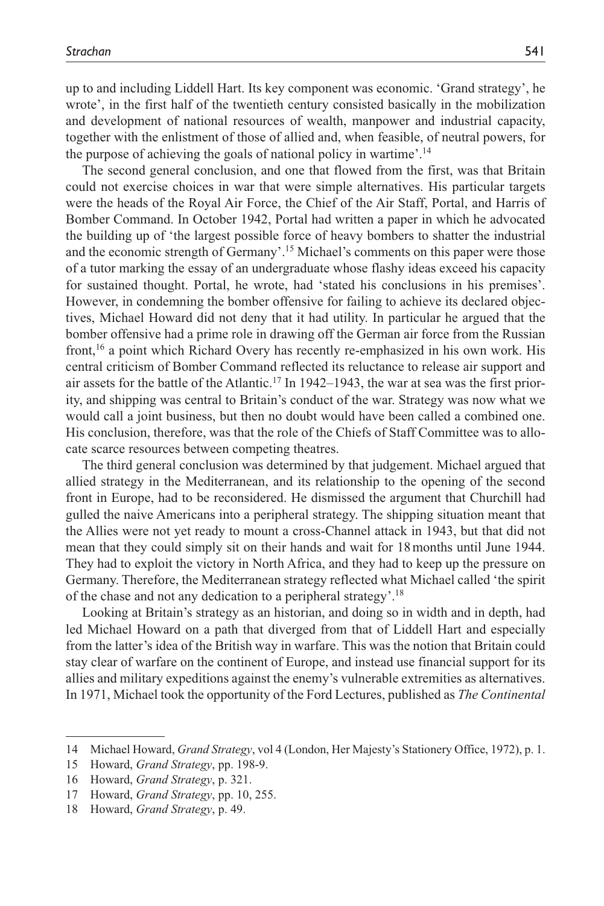up to and including Liddell Hart. Its key component was economic. 'Grand strategy', he wrote', in the first half of the twentieth century consisted basically in the mobilization and development of national resources of wealth, manpower and industrial capacity, together with the enlistment of those of allied and, when feasible, of neutral powers, for the purpose of achieving the goals of national policy in wartime'.[14]

The second general conclusion, and one that flowed from the first, was that Britain could not exercise choices in war that were simple alternatives. His particular targets were the heads of the Royal Air Force, the Chief of the Air Staff, Portal, and Harris of Bomber Command. In October 1942, Portal had written a paper in which he advocated the building up of 'the largest possible force of heavy bombers to shatter the industrial and the economic strength of Germany'.[15] Michael's comments on this paper were those of a tutor marking the essay of an undergraduate whose flashy ideas exceed his capacity for sustained thought. Portal, he wrote, had 'stated his conclusions in his premises'. However, in condemning the bomber offensive for failing to achieve its declared objectives, Michael Howard did not deny that it had utility. In particular he argued that the bomber offensive had a prime role in drawing off the German air force from the Russian front,[16] a point which Richard Overy has recently re-emphasized in his own work. His central criticism of Bomber Command reflected its reluctance to release air support and air assets for the battle of the Atlantic.[17] In 1942–1943, the war at sea was the first priority, and shipping was central to Britain's conduct of the war. Strategy was now what we would call a joint business, but then no doubt would have been called a combined one. His conclusion, therefore, was that the role of the Chiefs of Staff Committee was to allocate scarce resources between competing theatres.

The third general conclusion was determined by that judgement. Michael argued that allied strategy in the Mediterranean, and its relationship to the opening of the second front in Europe, had to be reconsidered. He dismissed the argument that Churchill had gulled the naive Americans into a peripheral strategy. The shipping situation meant that the Allies were not yet ready to mount a cross-Channel attack in 1943, but that did not mean that they could simply sit on their hands and wait for 18 months until June 1944. They had to exploit the victory in North Africa, and they had to keep up the pressure on Germany. Therefore, the Mediterranean strategy reflected what Michael called 'the spirit of the chase and not any dedication to a peripheral strategy'.[18]

Looking at Britain's strategy as an historian, and doing so in width and in depth, had led Michael Howard on a path that diverged from that of Liddell Hart and especially from the latter's idea of the British way in warfare. This was the notion that Britain could stay clear of warfare on the continent of Europe, and instead use financial support for its allies and military expeditions against the enemy's vulnerable extremities as alternatives. In 1971, Michael took the opportunity of the Ford Lectures, published as *The Continental*

---

14 Michael Howard, *Grand Strategy*, vol 4 (London, Her Majesty's Stationery Office, 1972), p. 1.

15 Howard, *Grand Strategy*, pp. 198-9.

16 Howard, *Grand Strategy*, p. 321.

17 Howard, *Grand Strategy*, pp. 10, 255.

18 Howard, *Grand Strategy*, p. 49.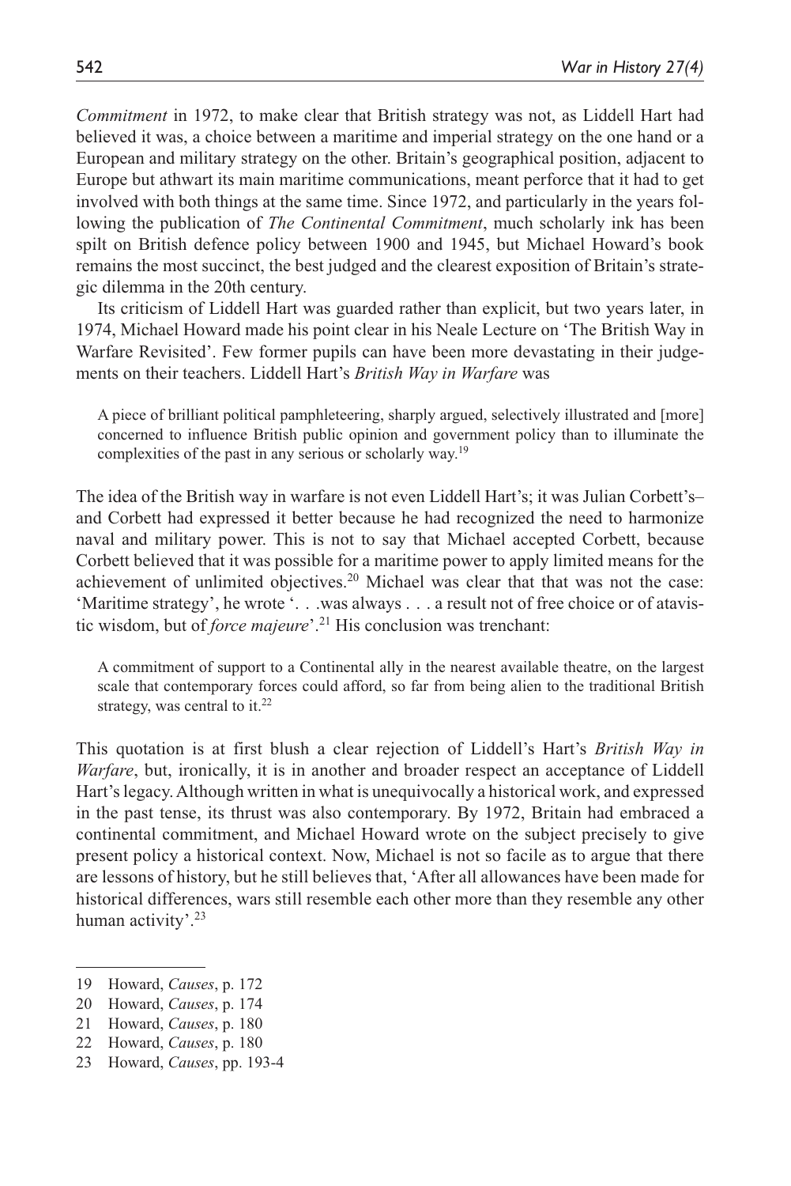*Commitment* in 1972, to make clear that British strategy was not, as Liddell Hart had believed it was, a choice between a maritime and imperial strategy on the one hand or a European and military strategy on the other. Britain's geographical position, adjacent to Europe but athwart its main maritime communications, meant perforce that it had to get involved with both things at the same time. Since 1972, and particularly in the years following the publication of *The Continental Commitment*, much scholarly ink has been spilt on British defence policy between 1900 and 1945, but Michael Howard's book remains the most succinct, the best judged and the clearest exposition of Britain's strategic dilemma in the 20th century.

Its criticism of Liddell Hart was guarded rather than explicit, but two years later, in 1974, Michael Howard made his point clear in his Neale Lecture on 'The British Way in Warfare Revisited'. Few former pupils can have been more devastating in their judgements on their teachers. Liddell Hart's *British Way in Warfare* was

> A piece of brilliant political pamphleteering, sharply argued, selectively illustrated and [more] concerned to influence British public opinion and government policy than to illuminate the complexities of the past in any serious or scholarly way.[19]

The idea of the British way in warfare is not even Liddell Hart's; it was Julian Corbett's– and Corbett had expressed it better because he had recognized the need to harmonize naval and military power. This is not to say that Michael accepted Corbett, because Corbett believed that it was possible for a maritime power to apply limited means for the achievement of unlimited objectives.[20] Michael was clear that that was not the case: 'Maritime strategy', he wrote '. . .was always . . . a result not of free choice or of atavistic wisdom, but of *force majeure*'.[21] His conclusion was trenchant:

> A commitment of support to a Continental ally in the nearest available theatre, on the largest scale that contemporary forces could afford, so far from being alien to the traditional British strategy, was central to it.[22]

This quotation is at first blush a clear rejection of Liddell's Hart's *British Way in Warfare*, but, ironically, it is in another and broader respect an acceptance of Liddell Hart's legacy. Although written in what is unequivocally a historical work, and expressed in the past tense, its thrust was also contemporary. By 1972, Britain had embraced a continental commitment, and Michael Howard wrote on the subject precisely to give present policy a historical context. Now, Michael is not so facile as to argue that there are lessons of history, but he still believes that, 'After all allowances have been made for historical differences, wars still resemble each other more than they resemble any other human activity'.[23]

---

19 Howard, *Causes*, p. 172

20 Howard, *Causes*, p. 174

21 Howard, *Causes*, p. 180

22 Howard, *Causes*, p. 180

23 Howard, *Causes*, pp. 193-4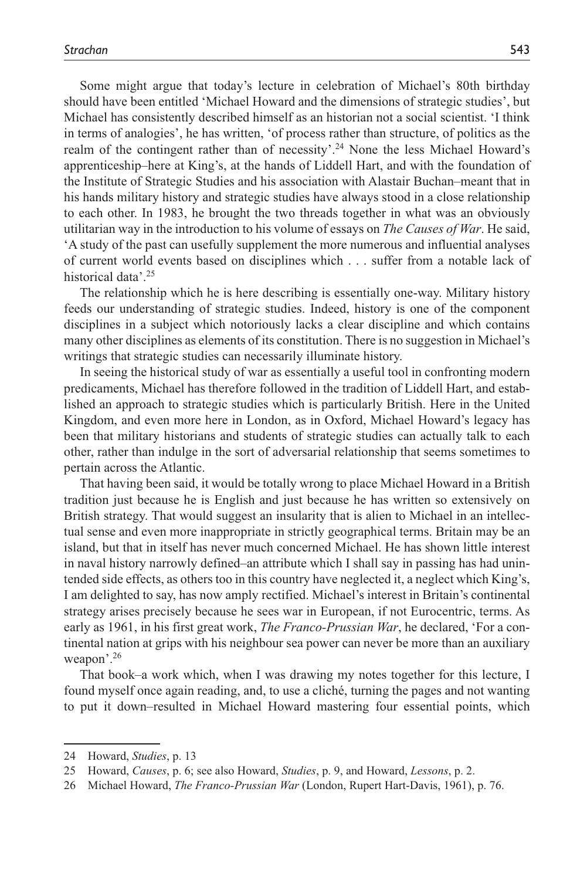Some might argue that today's lecture in celebration of Michael's 80th birthday should have been entitled 'Michael Howard and the dimensions of strategic studies', but Michael has consistently described himself as an historian not a social scientist. 'I think in terms of analogies', he has written, 'of process rather than structure, of politics as the realm of the contingent rather than of necessity'.[24] None the less Michael Howard's apprenticeship–here at King's, at the hands of Liddell Hart, and with the foundation of the Institute of Strategic Studies and his association with Alastair Buchan–meant that in his hands military history and strategic studies have always stood in a close relationship to each other. In 1983, he brought the two threads together in what was an obviously utilitarian way in the introduction to his volume of essays on *The Causes of War*. He said, 'A study of the past can usefully supplement the more numerous and influential analyses of current world events based on disciplines which . . . suffer from a notable lack of historical data'.[25]

The relationship which he is here describing is essentially one-way. Military history feeds our understanding of strategic studies. Indeed, history is one of the component disciplines in a subject which notoriously lacks a clear discipline and which contains many other disciplines as elements of its constitution. There is no suggestion in Michael's writings that strategic studies can necessarily illuminate history.

In seeing the historical study of war as essentially a useful tool in confronting modern predicaments, Michael has therefore followed in the tradition of Liddell Hart, and established an approach to strategic studies which is particularly British. Here in the United Kingdom, and even more here in London, as in Oxford, Michael Howard's legacy has been that military historians and students of strategic studies can actually talk to each other, rather than indulge in the sort of adversarial relationship that seems sometimes to pertain across the Atlantic.

That having been said, it would be totally wrong to place Michael Howard in a British tradition just because he is English and just because he has written so extensively on British strategy. That would suggest an insularity that is alien to Michael in an intellectual sense and even more inappropriate in strictly geographical terms. Britain may be an island, but that in itself has never much concerned Michael. He has shown little interest in naval history narrowly defined–an attribute which I shall say in passing has had unintended side effects, as others too in this country have neglected it, a neglect which King's, I am delighted to say, has now amply rectified. Michael's interest in Britain's continental strategy arises precisely because he sees war in European, if not Eurocentric, terms. As early as 1961, in his first great work, *The Franco-Prussian War*, he declared, 'For a continental nation at grips with his neighbour sea power can never be more than an auxiliary weapon'.[26]

That book–a work which, when I was drawing my notes together for this lecture, I found myself once again reading, and, to use a cliché, turning the pages and not wanting to put it down–resulted in Michael Howard mastering four essential points, which

24 Howard, *Studies*, p. 13

25 Howard, *Causes*, p. 6; see also Howard, *Studies*, p. 9, and Howard, *Lessons*, p. 2.

26 Michael Howard, *The Franco-Prussian War* (London, Rupert Hart-Davis, 1961), p. 76.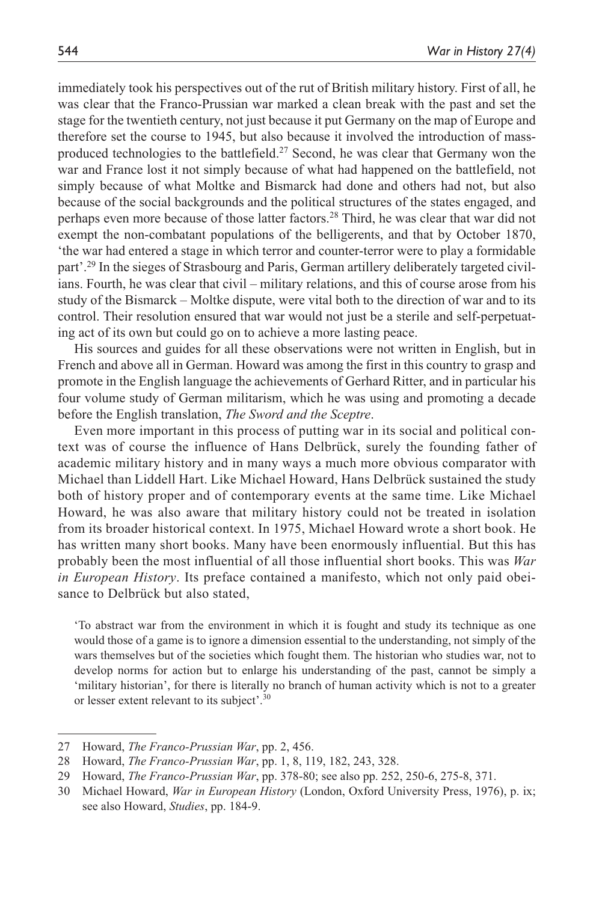immediately took his perspectives out of the rut of British military history. First of all, he was clear that the Franco-Prussian war marked a clean break with the past and set the stage for the twentieth century, not just because it put Germany on the map of Europe and therefore set the course to 1945, but also because it involved the introduction of mass-produced technologies to the battlefield.[27] Second, he was clear that Germany won the war and France lost it not simply because of what had happened on the battlefield, not simply because of what Moltke and Bismarck had done and others had not, but also because of the social backgrounds and the political structures of the states engaged, and perhaps even more because of those latter factors.[28] Third, he was clear that war did not exempt the non-combatant populations of the belligerents, and that by October 1870, 'the war had entered a stage in which terror and counter-terror were to play a formidable part'.[29] In the sieges of Strasbourg and Paris, German artillery deliberately targeted civilians. Fourth, he was clear that civil – military relations, and this of course arose from his study of the Bismarck – Moltke dispute, were vital both to the direction of war and to its control. Their resolution ensured that war would not just be a sterile and self-perpetuating act of its own but could go on to achieve a more lasting peace.

His sources and guides for all these observations were not written in English, but in French and above all in German. Howard was among the first in this country to grasp and promote in the English language the achievements of Gerhard Ritter, and in particular his four volume study of German militarism, which he was using and promoting a decade before the English translation, *The Sword and the Sceptre*.

Even more important in this process of putting war in its social and political context was of course the influence of Hans Delbrück, surely the founding father of academic military history and in many ways a much more obvious comparator with Michael than Liddell Hart. Like Michael Howard, Hans Delbrück sustained the study both of history proper and of contemporary events at the same time. Like Michael Howard, he was also aware that military history could not be treated in isolation from its broader historical context. In 1975, Michael Howard wrote a short book. He has written many short books. Many have been enormously influential. But this has probably been the most influential of all those influential short books. This was *War in European History*. Its preface contained a manifesto, which not only paid obeisance to Delbrück but also stated,

> 'To abstract war from the environment in which it is fought and study its technique as one would those of a game is to ignore a dimension essential to the understanding, not simply of the wars themselves but of the societies which fought them. The historian who studies war, not to develop norms for action but to enlarge his understanding of the past, cannot be simply a 'military historian', for there is literally no branch of human activity which is not to a greater or lesser extent relevant to its subject'.[30]

---

27 Howard, *The Franco-Prussian War*, pp. 2, 456.

28 Howard, *The Franco-Prussian War*, pp. 1, 8, 119, 182, 243, 328.

29 Howard, *The Franco-Prussian War*, pp. 378-80; see also pp. 252, 250-6, 275-8, 371.

30 Michael Howard, *War in European History* (London, Oxford University Press, 1976), p. ix; see also Howard, *Studies*, pp. 184-9.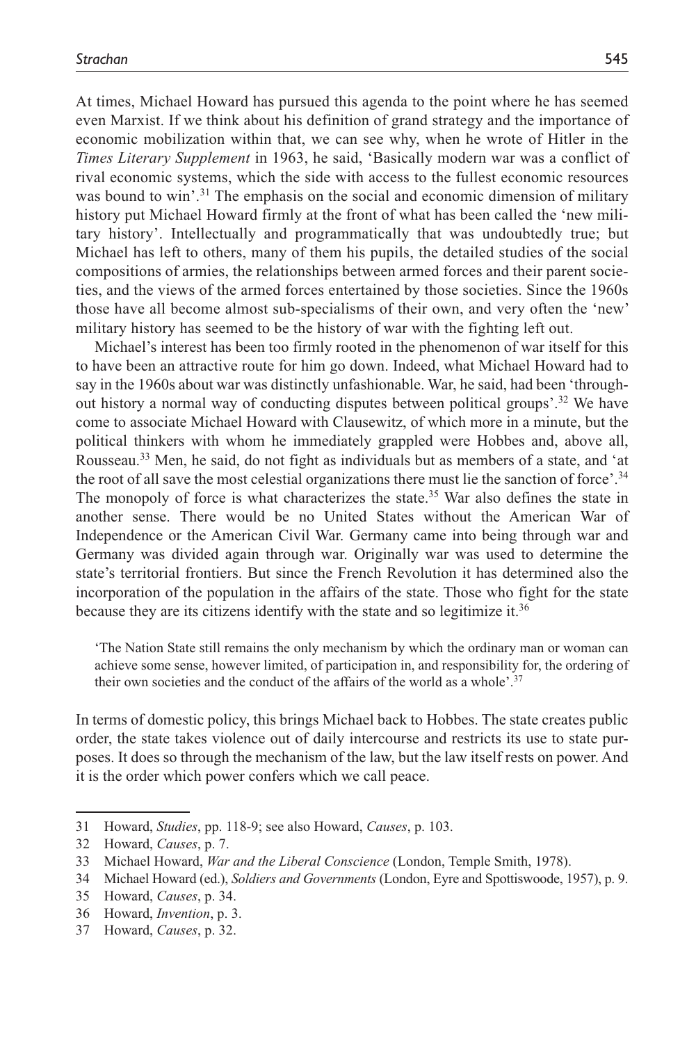At times, Michael Howard has pursued this agenda to the point where he has seemed even Marxist. If we think about his definition of grand strategy and the importance of economic mobilization within that, we can see why, when he wrote of Hitler in the *Times Literary Supplement* in 1963, he said, 'Basically modern war was a conflict of rival economic systems, which the side with access to the fullest economic resources was bound to win'.[31] The emphasis on the social and economic dimension of military history put Michael Howard firmly at the front of what has been called the 'new military history'. Intellectually and programmatically that was undoubtedly true; but Michael has left to others, many of them his pupils, the detailed studies of the social compositions of armies, the relationships between armed forces and their parent societies, and the views of the armed forces entertained by those societies. Since the 1960s those have all become almost sub-specialisms of their own, and very often the 'new' military history has seemed to be the history of war with the fighting left out.

Michael's interest has been too firmly rooted in the phenomenon of war itself for this to have been an attractive route for him go down. Indeed, what Michael Howard had to say in the 1960s about war was distinctly unfashionable. War, he said, had been 'throughout history a normal way of conducting disputes between political groups'.[32] We have come to associate Michael Howard with Clausewitz, of which more in a minute, but the political thinkers with whom he immediately grappled were Hobbes and, above all, Rousseau.[33] Men, he said, do not fight as individuals but as members of a state, and 'at the root of all save the most celestial organizations there must lie the sanction of force'.[34] The monopoly of force is what characterizes the state.[35] War also defines the state in another sense. There would be no United States without the American War of Independence or the American Civil War. Germany came into being through war and Germany was divided again through war. Originally war was used to determine the state's territorial frontiers. But since the French Revolution it has determined also the incorporation of the population in the affairs of the state. Those who fight for the state because they are its citizens identify with the state and so legitimize it.[36]

> 'The Nation State still remains the only mechanism by which the ordinary man or woman can achieve some sense, however limited, of participation in, and responsibility for, the ordering of their own societies and the conduct of the affairs of the world as a whole'.[37]

In terms of domestic policy, this brings Michael back to Hobbes. The state creates public order, the state takes violence out of daily intercourse and restricts its use to state purposes. It does so through the mechanism of the law, but the law itself rests on power. And it is the order which power confers which we call peace.

---

31 Howard, *Studies*, pp. 118-9; see also Howard, *Causes*, p. 103.

32 Howard, *Causes*, p. 7.

33 Michael Howard, *War and the Liberal Conscience* (London, Temple Smith, 1978).

34 Michael Howard (ed.), *Soldiers and Governments* (London, Eyre and Spottiswoode, 1957), p. 9.

35 Howard, *Causes*, p. 34.

36 Howard, *Invention*, p. 3.

37 Howard, *Causes*, p. 32.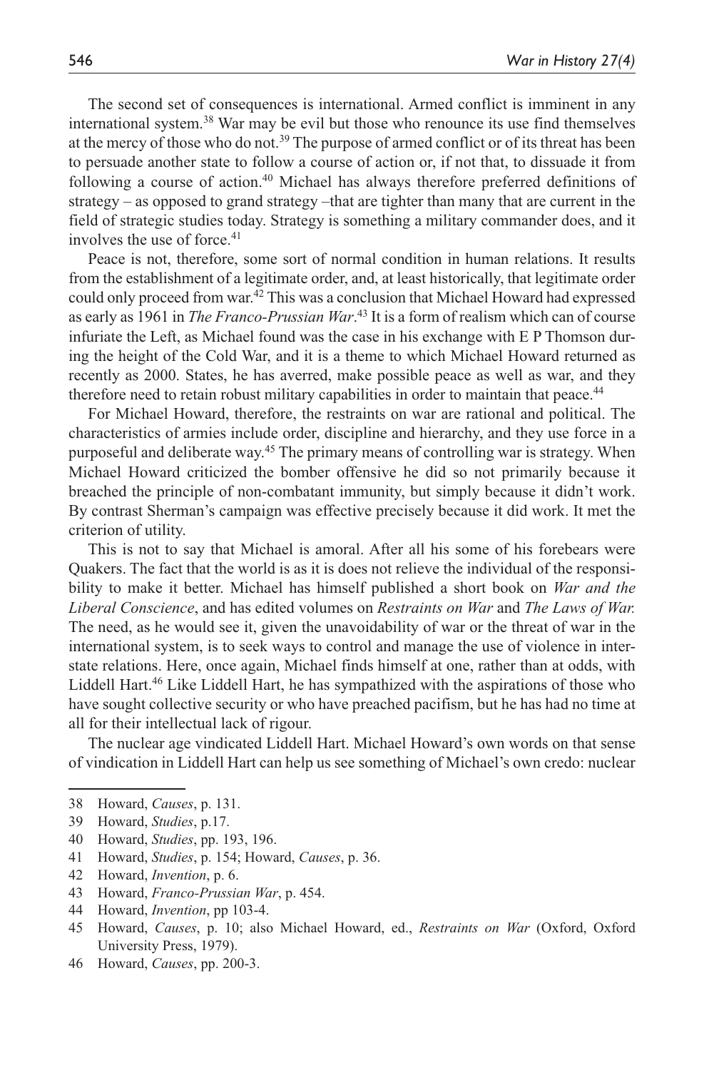The second set of consequences is international. Armed conflict is imminent in any international system.[38] War may be evil but those who renounce its use find themselves at the mercy of those who do not.[39] The purpose of armed conflict or of its threat has been to persuade another state to follow a course of action or, if not that, to dissuade it from following a course of action.[40] Michael has always therefore preferred definitions of strategy – as opposed to grand strategy –that are tighter than many that are current in the field of strategic studies today. Strategy is something a military commander does, and it involves the use of force.[41]

Peace is not, therefore, some sort of normal condition in human relations. It results from the establishment of a legitimate order, and, at least historically, that legitimate order could only proceed from war.[42] This was a conclusion that Michael Howard had expressed as early as 1961 in *The Franco-Prussian War*.[43] It is a form of realism which can of course infuriate the Left, as Michael found was the case in his exchange with E P Thomson during the height of the Cold War, and it is a theme to which Michael Howard returned as recently as 2000. States, he has averred, make possible peace as well as war, and they therefore need to retain robust military capabilities in order to maintain that peace.[44]

For Michael Howard, therefore, the restraints on war are rational and political. The characteristics of armies include order, discipline and hierarchy, and they use force in a purposeful and deliberate way.[45] The primary means of controlling war is strategy. When Michael Howard criticized the bomber offensive he did so not primarily because it breached the principle of non-combatant immunity, but simply because it didn't work. By contrast Sherman's campaign was effective precisely because it did work. It met the criterion of utility.

This is not to say that Michael is amoral. After all his some of his forebears were Quakers. The fact that the world is as it is does not relieve the individual of the responsibility to make it better. Michael has himself published a short book on *War and the Liberal Conscience*, and has edited volumes on *Restraints on War* and *The Laws of War.* The need, as he would see it, given the unavoidability of war or the threat of war in the international system, is to seek ways to control and manage the use of violence in inter-state relations. Here, once again, Michael finds himself at one, rather than at odds, with Liddell Hart.[46] Like Liddell Hart, he has sympathized with the aspirations of those who have sought collective security or who have preached pacifism, but he has had no time at all for their intellectual lack of rigour.

The nuclear age vindicated Liddell Hart. Michael Howard's own words on that sense of vindication in Liddell Hart can help us see something of Michael's own credo: nuclear

38 Howard, *Causes*, p. 131.

39 Howard, *Studies*, p.17.

40 Howard, *Studies*, pp. 193, 196.

41 Howard, *Studies*, p. 154; Howard, *Causes*, p. 36.

42 Howard, *Invention*, p. 6.

43 Howard, *Franco-Prussian War*, p. 454.

44 Howard, *Invention*, pp 103-4.

45 Howard, *Causes*, p. 10; also Michael Howard, ed., *Restraints on War* (Oxford, Oxford University Press, 1979).

46 Howard, *Causes*, pp. 200-3.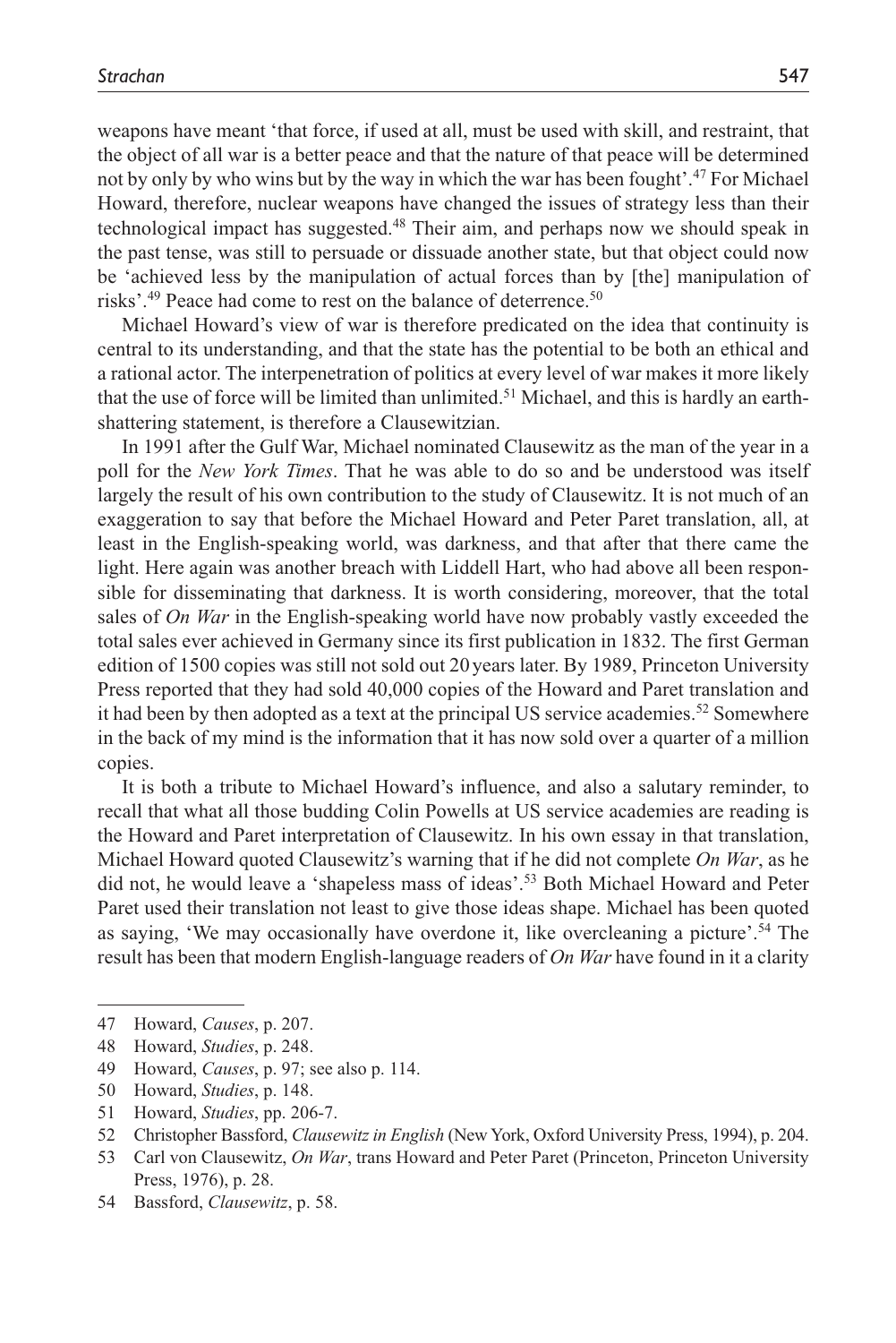weapons have meant 'that force, if used at all, must be used with skill, and restraint, that the object of all war is a better peace and that the nature of that peace will be determined not by only by who wins but by the way in which the war has been fought'.[47] For Michael Howard, therefore, nuclear weapons have changed the issues of strategy less than their technological impact has suggested.[48] Their aim, and perhaps now we should speak in the past tense, was still to persuade or dissuade another state, but that object could now be 'achieved less by the manipulation of actual forces than by [the] manipulation of risks'.[49] Peace had come to rest on the balance of deterrence.[50]

Michael Howard's view of war is therefore predicated on the idea that continuity is central to its understanding, and that the state has the potential to be both an ethical and a rational actor. The interpenetration of politics at every level of war makes it more likely that the use of force will be limited than unlimited.[51] Michael, and this is hardly an earth-shattering statement, is therefore a Clausewitzian.

In 1991 after the Gulf War, Michael nominated Clausewitz as the man of the year in a poll for the *New York Times*. That he was able to do so and be understood was itself largely the result of his own contribution to the study of Clausewitz. It is not much of an exaggeration to say that before the Michael Howard and Peter Paret translation, all, at least in the English-speaking world, was darkness, and that after that there came the light. Here again was another breach with Liddell Hart, who had above all been responsible for disseminating that darkness. It is worth considering, moreover, that the total sales of *On War* in the English-speaking world have now probably vastly exceeded the total sales ever achieved in Germany since its first publication in 1832. The first German edition of 1500 copies was still not sold out 20 years later. By 1989, Princeton University Press reported that they had sold 40,000 copies of the Howard and Paret translation and it had been by then adopted as a text at the principal US service academies.[52] Somewhere in the back of my mind is the information that it has now sold over a quarter of a million copies.

It is both a tribute to Michael Howard's influence, and also a salutary reminder, to recall that what all those budding Colin Powells at US service academies are reading is the Howard and Paret interpretation of Clausewitz. In his own essay in that translation, Michael Howard quoted Clausewitz's warning that if he did not complete *On War*, as he did not, he would leave a 'shapeless mass of ideas'.[53] Both Michael Howard and Peter Paret used their translation not least to give those ideas shape. Michael has been quoted as saying, 'We may occasionally have overdone it, like overcleaning a picture'.[54] The result has been that modern English-language readers of *On War* have found in it a clarity

---

47 Howard, *Causes*, p. 207.

48 Howard, *Studies*, p. 248.

49 Howard, *Causes*, p. 97; see also p. 114.

50 Howard, *Studies*, p. 148.

51 Howard, *Studies*, pp. 206-7.

52 Christopher Bassford, *Clausewitz in English* (New York, Oxford University Press, 1994), p. 204.

53 Carl von Clausewitz, *On War*, trans Howard and Peter Paret (Princeton, Princeton University Press, 1976), p. 28.

54 Bassford, *Clausewitz*, p. 58.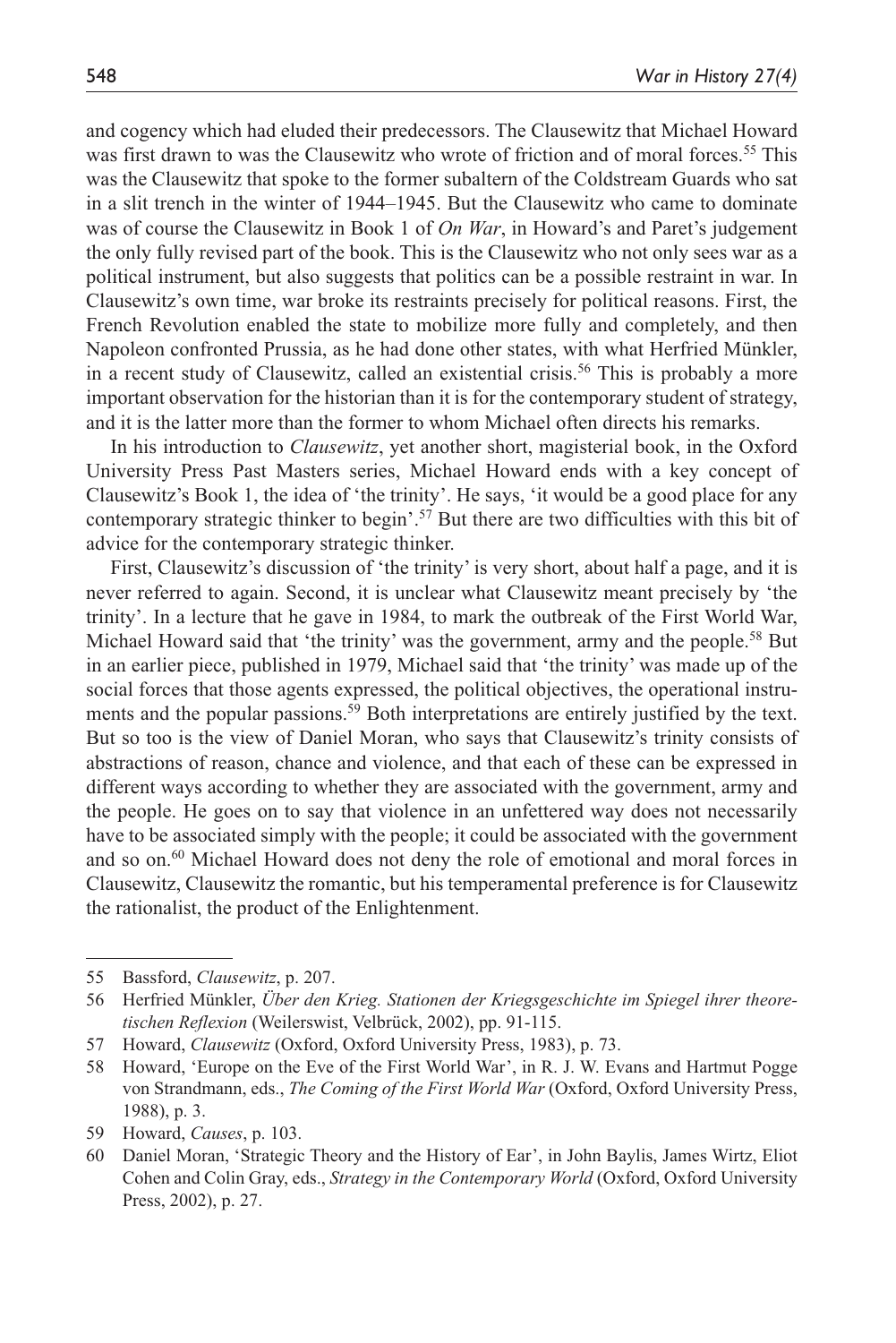and cogency which had eluded their predecessors. The Clausewitz that Michael Howard was first drawn to was the Clausewitz who wrote of friction and of moral forces.[55] This was the Clausewitz that spoke to the former subaltern of the Coldstream Guards who sat in a slit trench in the winter of 1944–1945. But the Clausewitz who came to dominate was of course the Clausewitz in Book 1 of *On War*, in Howard's and Paret's judgement the only fully revised part of the book. This is the Clausewitz who not only sees war as a political instrument, but also suggests that politics can be a possible restraint in war. In Clausewitz's own time, war broke its restraints precisely for political reasons. First, the French Revolution enabled the state to mobilize more fully and completely, and then Napoleon confronted Prussia, as he had done other states, with what Herfried Münkler, in a recent study of Clausewitz, called an existential crisis.[56] This is probably a more important observation for the historian than it is for the contemporary student of strategy, and it is the latter more than the former to whom Michael often directs his remarks.

In his introduction to *Clausewitz*, yet another short, magisterial book, in the Oxford University Press Past Masters series, Michael Howard ends with a key concept of Clausewitz's Book 1, the idea of 'the trinity'. He says, 'it would be a good place for any contemporary strategic thinker to begin'.[57] But there are two difficulties with this bit of advice for the contemporary strategic thinker.

First, Clausewitz's discussion of 'the trinity' is very short, about half a page, and it is never referred to again. Second, it is unclear what Clausewitz meant precisely by 'the trinity'. In a lecture that he gave in 1984, to mark the outbreak of the First World War, Michael Howard said that 'the trinity' was the government, army and the people.[58] But in an earlier piece, published in 1979, Michael said that 'the trinity' was made up of the social forces that those agents expressed, the political objectives, the operational instruments and the popular passions.[59] Both interpretations are entirely justified by the text. But so too is the view of Daniel Moran, who says that Clausewitz's trinity consists of abstractions of reason, chance and violence, and that each of these can be expressed in different ways according to whether they are associated with the government, army and the people. He goes on to say that violence in an unfettered way does not necessarily have to be associated simply with the people; it could be associated with the government and so on.[60] Michael Howard does not deny the role of emotional and moral forces in Clausewitz, Clausewitz the romantic, but his temperamental preference is for Clausewitz the rationalist, the product of the Enlightenment.

---

55 Bassford, *Clausewitz*, p. 207.

56 Herfried Münkler, *Über den Krieg. Stationen der Kriegsgeschichte im Spiegel ihrer theoretischen Reflexion* (Weilerswist, Velbrück, 2002), pp. 91-115.

57 Howard, *Clausewitz* (Oxford, Oxford University Press, 1983), p. 73.

58 Howard, 'Europe on the Eve of the First World War', in R. J. W. Evans and Hartmut Pogge von Strandmann, eds., *The Coming of the First World War* (Oxford, Oxford University Press, 1988), p. 3.

59 Howard, *Causes*, p. 103.

60 Daniel Moran, 'Strategic Theory and the History of Ear', in John Baylis, James Wirtz, Eliot Cohen and Colin Gray, eds., *Strategy in the Contemporary World* (Oxford, Oxford University Press, 2002), p. 27.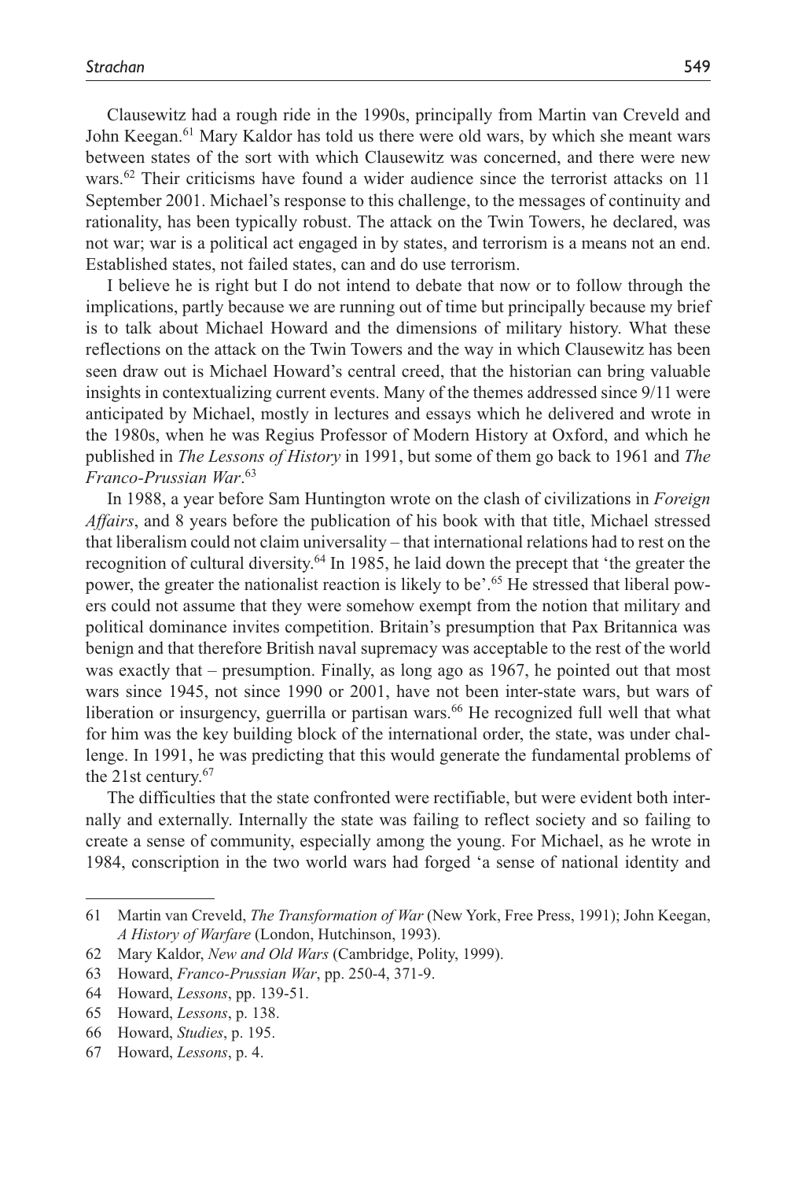Clausewitz had a rough ride in the 1990s, principally from Martin van Creveld and John Keegan.[61] Mary Kaldor has told us there were old wars, by which she meant wars between states of the sort with which Clausewitz was concerned, and there were new wars.[62] Their criticisms have found a wider audience since the terrorist attacks on 11 September 2001. Michael's response to this challenge, to the messages of continuity and rationality, has been typically robust. The attack on the Twin Towers, he declared, was not war; war is a political act engaged in by states, and terrorism is a means not an end. Established states, not failed states, can and do use terrorism.

I believe he is right but I do not intend to debate that now or to follow through the implications, partly because we are running out of time but principally because my brief is to talk about Michael Howard and the dimensions of military history. What these reflections on the attack on the Twin Towers and the way in which Clausewitz has been seen draw out is Michael Howard's central creed, that the historian can bring valuable insights in contextualizing current events. Many of the themes addressed since 9/11 were anticipated by Michael, mostly in lectures and essays which he delivered and wrote in the 1980s, when he was Regius Professor of Modern History at Oxford, and which he published in *The Lessons of History* in 1991, but some of them go back to 1961 and *The Franco-Prussian War*.[63]

In 1988, a year before Sam Huntington wrote on the clash of civilizations in *Foreign Affairs*, and 8 years before the publication of his book with that title, Michael stressed that liberalism could not claim universality – that international relations had to rest on the recognition of cultural diversity.[64] In 1985, he laid down the precept that 'the greater the power, the greater the nationalist reaction is likely to be'.[65] He stressed that liberal powers could not assume that they were somehow exempt from the notion that military and political dominance invites competition. Britain's presumption that Pax Britannica was benign and that therefore British naval supremacy was acceptable to the rest of the world was exactly that – presumption. Finally, as long ago as 1967, he pointed out that most wars since 1945, not since 1990 or 2001, have not been inter-state wars, but wars of liberation or insurgency, guerrilla or partisan wars.[66] He recognized full well that what for him was the key building block of the international order, the state, was under challenge. In 1991, he was predicting that this would generate the fundamental problems of the 21st century.[67]

The difficulties that the state confronted were rectifiable, but were evident both internally and externally. Internally the state was failing to reflect society and so failing to create a sense of community, especially among the young. For Michael, as he wrote in 1984, conscription in the two world wars had forged 'a sense of national identity and

---

61 Martin van Creveld, *The Transformation of War* (New York, Free Press, 1991); John Keegan, *A History of Warfare* (London, Hutchinson, 1993).

62 Mary Kaldor, *New and Old Wars* (Cambridge, Polity, 1999).

63 Howard, *Franco-Prussian War*, pp. 250-4, 371-9.

64 Howard, *Lessons*, pp. 139-51.

65 Howard, *Lessons*, p. 138.

66 Howard, *Studies*, p. 195.

67 Howard, *Lessons*, p. 4.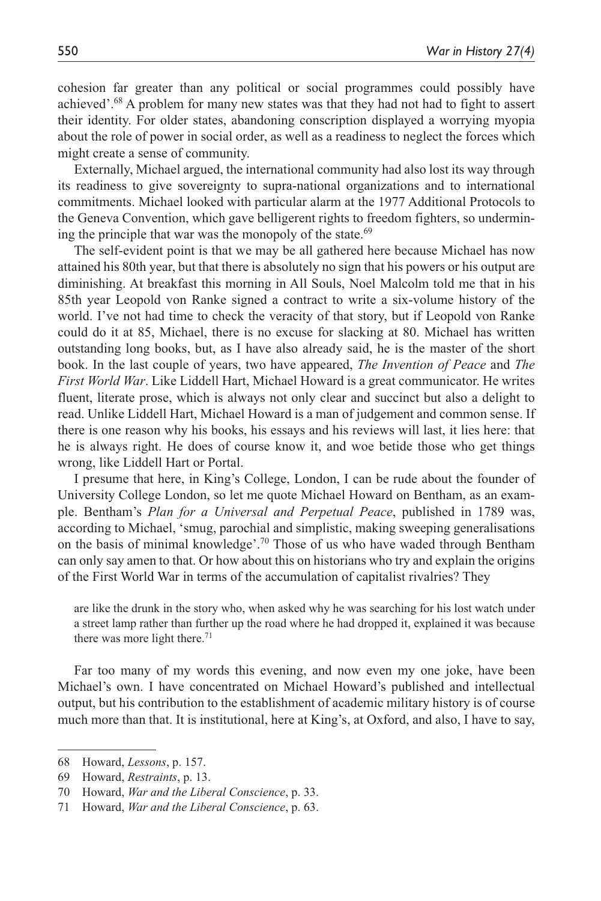cohesion far greater than any political or social programmes could possibly have achieved'.[68] A problem for many new states was that they had not had to fight to assert their identity. For older states, abandoning conscription displayed a worrying myopia about the role of power in social order, as well as a readiness to neglect the forces which might create a sense of community.

Externally, Michael argued, the international community had also lost its way through its readiness to give sovereignty to supra-national organizations and to international commitments. Michael looked with particular alarm at the 1977 Additional Protocols to the Geneva Convention, which gave belligerent rights to freedom fighters, so undermining the principle that war was the monopoly of the state.[69]

The self-evident point is that we may be all gathered here because Michael has now attained his 80th year, but that there is absolutely no sign that his powers or his output are diminishing. At breakfast this morning in All Souls, Noel Malcolm told me that in his 85th year Leopold von Ranke signed a contract to write a six-volume history of the world. I've not had time to check the veracity of that story, but if Leopold von Ranke could do it at 85, Michael, there is no excuse for slacking at 80. Michael has written outstanding long books, but, as I have also already said, he is the master of the short book. In the last couple of years, two have appeared, *The Invention of Peace* and *The First World War*. Like Liddell Hart, Michael Howard is a great communicator. He writes fluent, literate prose, which is always not only clear and succinct but also a delight to read. Unlike Liddell Hart, Michael Howard is a man of judgement and common sense. If there is one reason why his books, his essays and his reviews will last, it lies here: that he is always right. He does of course know it, and woe betide those who get things wrong, like Liddell Hart or Portal.

I presume that here, in King's College, London, I can be rude about the founder of University College London, so let me quote Michael Howard on Bentham, as an example. Bentham's *Plan for a Universal and Perpetual Peace*, published in 1789 was, according to Michael, 'smug, parochial and simplistic, making sweeping generalisations on the basis of minimal knowledge'.[70] Those of us who have waded through Bentham can only say amen to that. Or how about this on historians who try and explain the origins of the First World War in terms of the accumulation of capitalist rivalries? They

> are like the drunk in the story who, when asked why he was searching for his lost watch under a street lamp rather than further up the road where he had dropped it, explained it was because there was more light there.[71]

Far too many of my words this evening, and now even my one joke, have been Michael's own. I have concentrated on Michael Howard's published and intellectual output, but his contribution to the establishment of academic military history is of course much more than that. It is institutional, here at King's, at Oxford, and also, I have to say,

---

68 Howard, *Lessons*, p. 157.

69 Howard, *Restraints*, p. 13.

70 Howard, *War and the Liberal Conscience*, p. 33.

71 Howard, *War and the Liberal Conscience*, p. 63.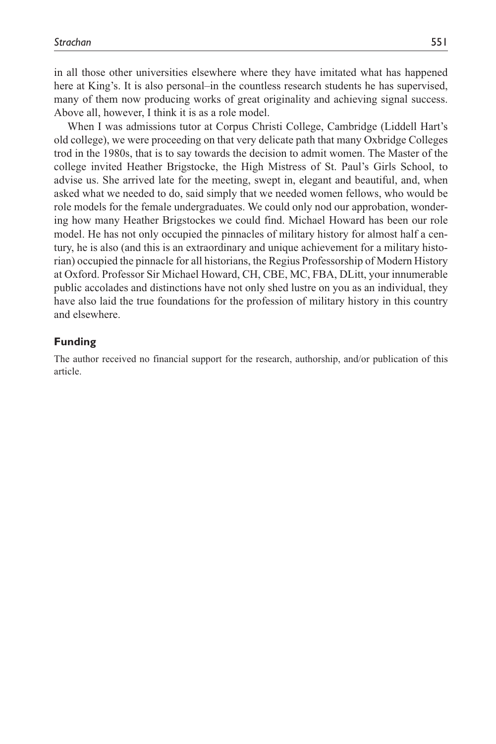in all those other universities elsewhere where they have imitated what has happened here at King's. It is also personal–in the countless research students he has supervised, many of them now producing works of great originality and achieving signal success. Above all, however, I think it is as a role model.

When I was admissions tutor at Corpus Christi College, Cambridge (Liddell Hart's old college), we were proceeding on that very delicate path that many Oxbridge Colleges trod in the 1980s, that is to say towards the decision to admit women. The Master of the college invited Heather Brigstocke, the High Mistress of St. Paul's Girls School, to advise us. She arrived late for the meeting, swept in, elegant and beautiful, and, when asked what we needed to do, said simply that we needed women fellows, who would be role models for the female undergraduates. We could only nod our approbation, wondering how many Heather Brigstockes we could find. Michael Howard has been our role model. He has not only occupied the pinnacles of military history for almost half a century, he is also (and this is an extraordinary and unique achievement for a military historian) occupied the pinnacle for all historians, the Regius Professorship of Modern History at Oxford. Professor Sir Michael Howard, CH, CBE, MC, FBA, DLitt, your innumerable public accolades and distinctions have not only shed lustre on you as an individual, they have also laid the true foundations for the profession of military history in this country and elsewhere.

## Funding

The author received no financial support for the research, authorship, and/or publication of this article.